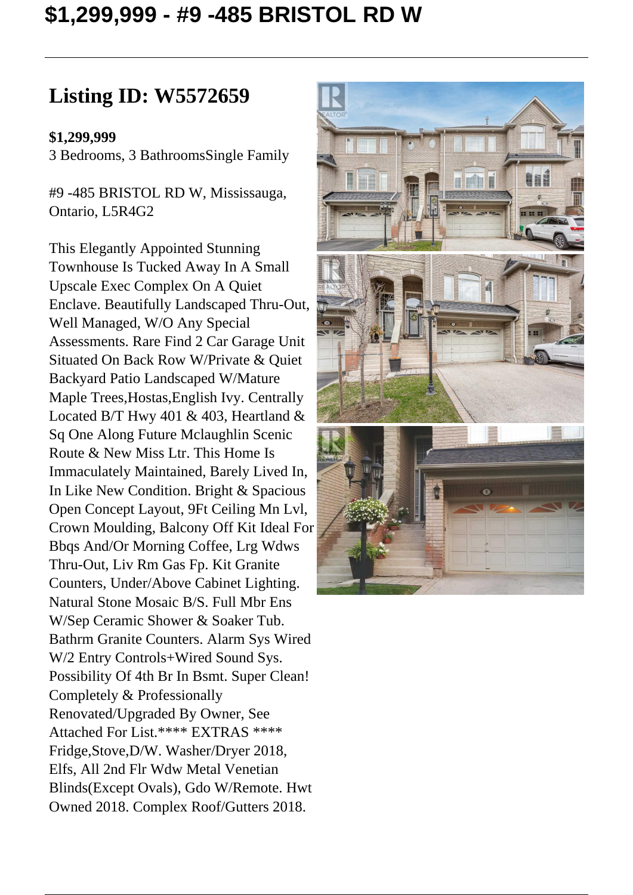# $1,299,999 - #9 -485 BRISTOL RD W

## Listing ID: W5572659

**$1,299,999**
3 Bedrooms, 3 BathroomsSingle Family

#9 -485 BRISTOL RD W, Mississauga, Ontario, L5R4G2

This Elegantly Appointed Stunning Townhouse Is Tucked Away In A Small Upscale Exec Complex On A Quiet Enclave. Beautifully Landscaped Thru-Out, Well Managed, W/O Any Special Assessments. Rare Find 2 Car Garage Unit Situated On Back Row W/Private & Quiet Backyard Patio Landscaped W/Mature Maple Trees,Hostas,English Ivy. Centrally Located B/T Hwy 401 & 403, Heartland & Sq One Along Future Mclaughlin Scenic Route & New Miss Ltr. This Home Is Immaculately Maintained, Barely Lived In, In Like New Condition. Bright & Spacious Open Concept Layout, 9Ft Ceiling Mn Lvl, Crown Moulding, Balcony Off Kit Ideal For Bbqs And/Or Morning Coffee, Lrg Wdws Thru-Out, Liv Rm Gas Fp. Kit Granite Counters, Under/Above Cabinet Lighting. Natural Stone Mosaic B/S. Full Mbr Ens W/Sep Ceramic Shower & Soaker Tub. Bathrm Granite Counters. Alarm Sys Wired W/2 Entry Controls+Wired Sound Sys. Possibility Of 4th Br In Bsmt. Super Clean! Completely & Professionally Renovated/Upgraded By Owner, See Attached For List.**** EXTRAS **** Fridge,Stove,D/W. Washer/Dryer 2018, Elfs, All 2nd Flr Wdw Metal Venetian Blinds(Except Ovals), Gdo W/Remote. Hwt Owned 2018. Complex Roof/Gutters 2018.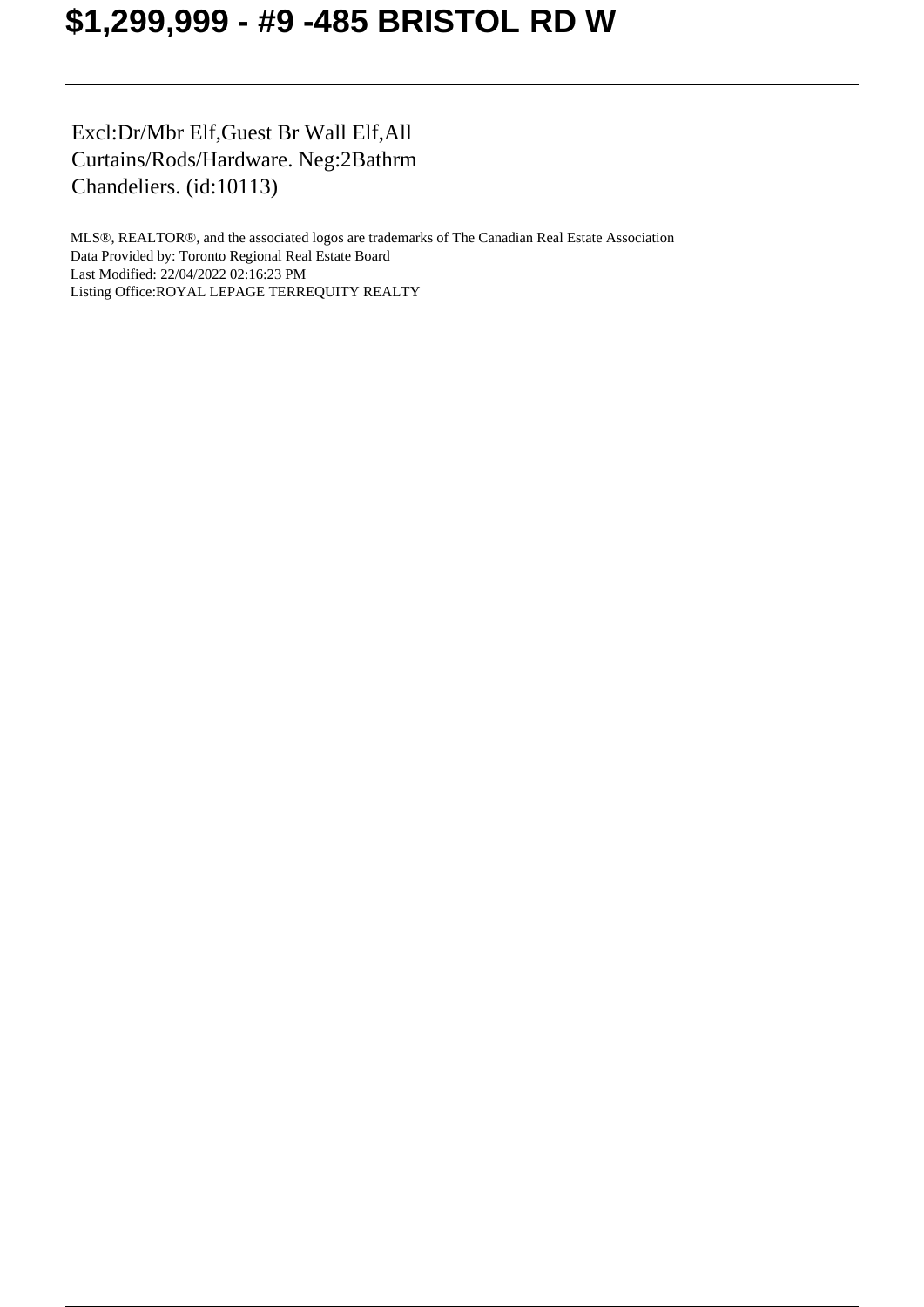Excl:Dr/Mbr Elf,Guest Br Wall Elf,All Curtains/Rods/Hardware. Neg:2Bathrm Chandeliers. (id:10113)

MLS®, REALTOR®, and the associated logos are trademarks of The Canadian Real Estate Association
Data Provided by: Toronto Regional Real Estate Board
Last Modified: 22/04/2022 02:16:23 PM
Listing Office:ROYAL LEPAGE TERREQUITY REALTY